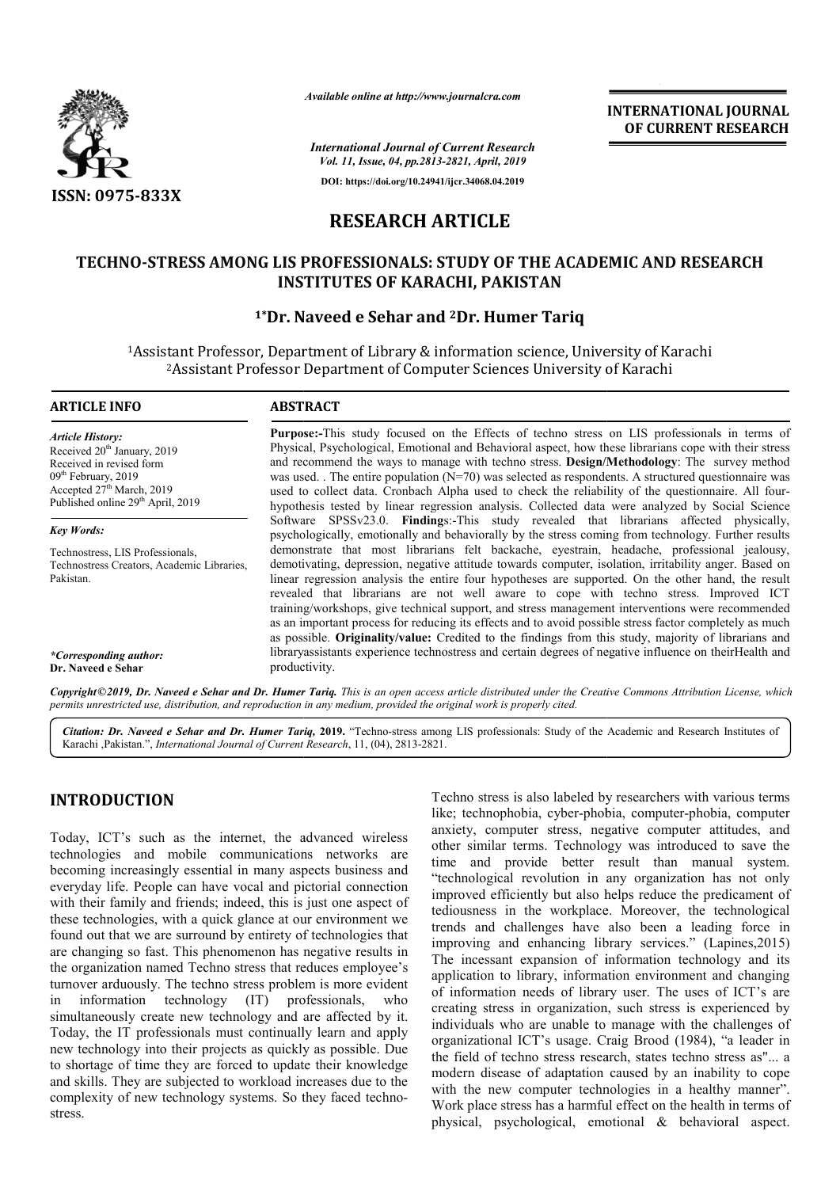# RESEARCH ARTICLE

## TECHNO-STRESS AMONG LIS PROFESSIONALS: STUDY OF THE ACADEMIC AND RESEARCH INSTITUTES OF KARACHI, PAKISTAN

**[1]*Dr. Naveed e Sehar and [2]Dr. Humer Tariq**

[1]Assistant Professor, Department of Library & information science, University of Karachi
[2]Assistant Professor Department of Computer Sciences University of Karachi

### ARTICLE INFO

*Article History:*
Received 20th January, 2019
Received in revised form
09th February, 2019
Accepted 27th March, 2019
Published online 29th April, 2019

*Key Words:*

Technostress, LIS Professionals, Technostress Creators, Academic Libraries, Pakistan.

*\*Corresponding author:*
**Dr. Naveed e Sehar**

### ABSTRACT

**Purpose:-**This study focused on the Effects of techno stress on LIS professionals in terms of Physical, Psychological, Emotional and Behavioral aspect, how these librarians cope with their stress and recommend the ways to manage with techno stress. **Design/Methodology**: The survey method was used. . The entire population (N=70) was selected as respondents. A structured questionnaire was used to collect data. Cronbach Alpha used to check the reliability of the questionnaire. All four-hypothesis tested by linear regression analysis. Collected data were analyzed by Social Science Software SPSSv23.0. **Finding**s:-This study revealed that librarians affected physically, psychologically, emotionally and behaviorally by the stress coming from technology. Further results demonstrate that most librarians felt backache, eyestrain, headache, professional jealousy, demotivating, depression, negative attitude towards computer, isolation, irritability anger. Based on linear regression analysis the entire four hypotheses are supported. On the other hand, the result revealed that librarians are not well aware to cope with techno stress. Improved ICT training/workshops, give technical support, and stress management interventions were recommended as an important process for reducing its effects and to avoid possible stress factor completely as much as possible. **Originality/value:** Credited to the findings from this study, majority of librarians and libraryassistants experience technostress and certain degrees of negative influence on theirHealth and productivity.

*Copyright©2019, Dr. Naveed e Sehar and Dr. Humer Tariq. This is an open access article distributed under the Creative Commons Attribution License, which permits unrestricted use, distribution, and reproduction in any medium, provided the original work is properly cited.*

*Citation: Dr. Naveed e Sehar and Dr. Humer Tariq,* **2019.** "Techno-stress among LIS professionals: Study of the Academic and Research Institutes of Karachi ,Pakistan.", *International Journal of Current Research*, 11, (04), 2813-2821.

## INTRODUCTION

Today, ICT's such as the internet, the advanced wireless technologies and mobile communications networks are becoming increasingly essential in many aspects business and everyday life. People can have vocal and pictorial connection with their family and friends; indeed, this is just one aspect of these technologies, with a quick glance at our environment we found out that we are surround by entirety of technologies that are changing so fast. This phenomenon has negative results in the organization named Techno stress that reduces employee's turnover arduously. The techno stress problem is more evident in information technology (IT) professionals, who simultaneously create new technology and are affected by it. Today, the IT professionals must continually learn and apply new technology into their projects as quickly as possible. Due to shortage of time they are forced to update their knowledge and skills. They are subjected to workload increases due to the complexity of new technology systems. So they faced techno-stress.

Techno stress is also labeled by researchers with various terms like; technophobia, cyber-phobia, computer-phobia, computer anxiety, computer stress, negative computer attitudes, and other similar terms. Technology was introduced to save the time and provide better result than manual system. "technological revolution in any organization has not only improved efficiently but also helps reduce the predicament of tediousness in the workplace. Moreover, the technological trends and challenges have also been a leading force in improving and enhancing library services." (Lapines,2015) The incessant expansion of information technology and its application to library, information environment and changing of information needs of library user. The uses of ICT's are creating stress in organization, such stress is experienced by individuals who are unable to manage with the challenges of organizational ICT's usage. Craig Brood (1984), "a leader in the field of techno stress research, states techno stress as"... a modern disease of adaptation caused by an inability to cope with the new computer technologies in a healthy manner". Work place stress has a harmful effect on the health in terms of physical, psychological, emotional & behavioral aspect.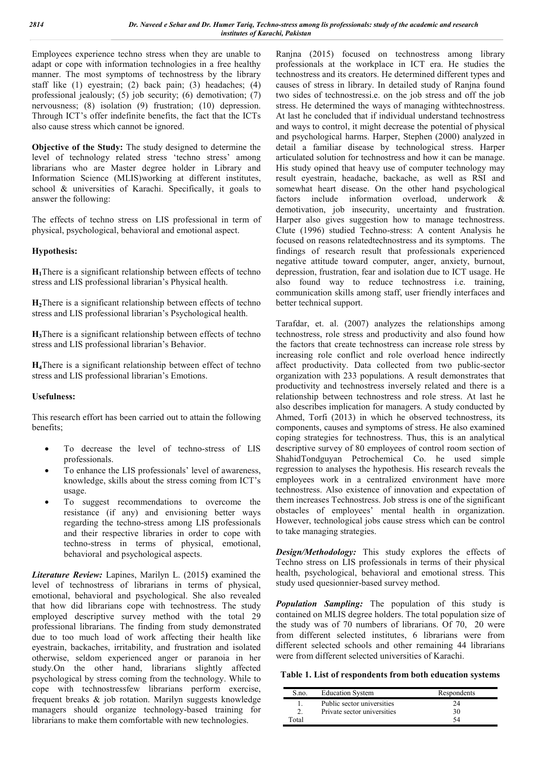Employees experience techno stress when they are unable to adapt or cope with information technologies in a free healthy manner. The most symptoms of technostress by the library staff like (1) eyestrain; (2) back pain; (3) headaches; (4) professional jealously; (5) job security; (6) demotivation; (7) nervousness; (8) isolation (9) frustration; (10) depression. Through ICT's offer indefinite benefits, the fact that the ICTs also cause stress which cannot be ignored.

**Objective of the Study:** The study designed to determine the level of technology related stress 'techno stress' among librarians who are Master degree holder in Library and Information Science (MLIS)working at different institutes, school & universities of Karachi. Specifically, it goals to answer the following:

The effects of techno stress on LIS professional in term of physical, psychological, behavioral and emotional aspect.

**Hypothesis:**

**$H_1$**There is a significant relationship between effects of techno stress and LIS professional librarian's Physical health.

**$H_2$**There is a significant relationship between effects of techno stress and LIS professional librarian's Psychological health.

**$H_3$**There is a significant relationship between effects of techno stress and LIS professional librarian's Behavior.

**$H_4$**There is a significant relationship between effect of techno stress and LIS professional librarian's Emotions.

**Usefulness:**

This research effort has been carried out to attain the following benefits;

- To decrease the level of techno-stress of LIS professionals.
- To enhance the LIS professionals' level of awareness, knowledge, skills about the stress coming from ICT's usage.
- To suggest recommendations to overcome the resistance (if any) and envisioning better ways regarding the techno-stress among LIS professionals and their respective libraries in order to cope with techno-stress in terms of physical, emotional, behavioral and psychological aspects.

***Literature Review:*** Lapines, Marilyn L. (2015**)** examined the level of technostress of librarians in terms of physical, emotional, behavioral and psychological. She also revealed that how did librarians cope with technostress. The study employed descriptive survey method with the total 29 professional librarians. The finding from study demonstrated due to too much load of work affecting their health like eyestrain, backaches, irritability, and frustration and isolated otherwise, seldom experienced anger or paranoia in her study.On the other hand, librarians slightly affected psychological by stress coming from the technology. While to cope with technostressfew librarians perform exercise, frequent breaks & job rotation. Marilyn suggests knowledge managers should organize technology-based training for librarians to make them comfortable with new technologies.

Ranjna (2015) focused on technostress among library professionals at the workplace in ICT era. He studies the technostress and its creators. He determined different types and causes of stress in library. In detailed study of Ranjna found two sides of technostressi.e. on the job stress and off the job stress. He determined the ways of managing withtechnostress. At last he concluded that if individual understand technostress and ways to control, it might decrease the potential of physical and psychological harms. Harper, Stephen (2000) analyzed in detail a familiar disease by technological stress. Harper articulated solution for technostress and how it can be manage. His study opined that heavy use of computer technology may result eyestrain, headache, backache, as well as RSI and somewhat heart disease. On the other hand psychological factors include information overload, underwork & demotivation, job insecurity, uncertainty and frustration. Harper also gives suggestion how to manage technostress. Clute (1996) studied Techno-stress: A content Analysis he focused on reasons relatedtechnostress and its symptoms. The findings of research result that professionals experienced negative attitude toward computer, anger, anxiety, burnout, depression, frustration, fear and isolation due to ICT usage. He also found way to reduce technostress i.e. training, communication skills among staff, user friendly interfaces and better technical support.

Tarafdar, et. al. (2007) analyzes the relationships among technostress, role stress and productivity and also found how the factors that create technostress can increase role stress by increasing role conflict and role overload hence indirectly affect productivity. Data collected from two public-sector organization with 233 populations. A result demonstrates that productivity and technostress inversely related and there is a relationship between technostress and role stress. At last he also describes implication for managers. A study conducted by Ahmed, Torfi (2013) in which he observed technostress, its components, causes and symptoms of stress. He also examined coping strategies for technostress. Thus, this is an analytical descriptive survey of 80 employees of control room section of ShahidTondguyan Petrochemical Co. he used simple regression to analyses the hypothesis. His research reveals the employees work in a centralized environment have more technostress. Also existence of innovation and expectation of them increases Technostress. Job stress is one of the significant obstacles of employees' mental health in organization. However, technological jobs cause stress which can be control to take managing strategies.

***Design/Methodology:*** This study explores the effects of Techno stress on LIS professionals in terms of their physical health, psychological, behavioral and emotional stress. This study used quesionnier-based survey method.

***Population Sampling:*** The population of this study is contained on MLIS degree holders. The total population size of the study was of 70 numbers of librarians. Of 70, 20 were from different selected institutes, 6 librarians were from different selected schools and other remaining 44 librarians were from different selected universities of Karachi.

**Table 1. List of respondents from both education systems**

| S.no. | Education System | Respondents |
|---|---|---|
| 1. | Public sector universities | 24 |
| 2. | Private sector universities | 30 |
| Total | | 54 |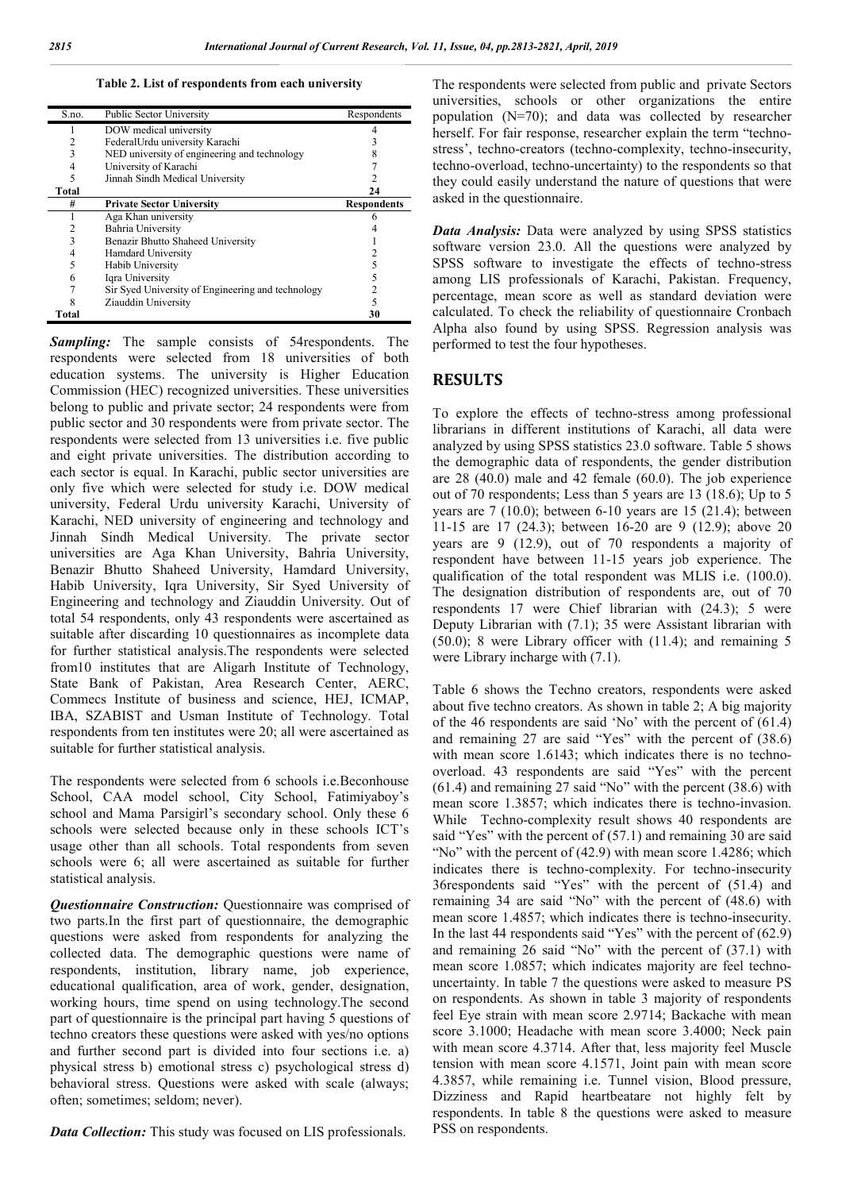**Table 2. List of respondents from each university**

| S.no. | Public Sector University | Respondents |
|---|---|---|
| 1 | DOW medical university | 4 |
| 2 | FederalUrdu university Karachi | 3 |
| 3 | NED university of engineering and technology | 8 |
| 4 | University of Karachi | 7 |
| 5 | Jinnah Sindh Medical University | 2 |
| **Total** | | **24** |
| **#** | **Private Sector University** | **Respondents** |
| 1 | Aga Khan university | 6 |
| 2 | Bahria University | 4 |
| 3 | Benazir Bhutto Shaheed University | 1 |
| 4 | Hamdard University | 2 |
| 5 | Habib University | 5 |
| 6 | Iqra University | 5 |
| 7 | Sir Syed University of Engineering and technology | 2 |
| 8 | Ziauddin University | 5 |
| **Total** | | **30** |

***Sampling:*** The sample consists of 54respondents. The respondents were selected from 18 universities of both education systems. The university is Higher Education Commission (HEC) recognized universities. These universities belong to public and private sector; 24 respondents were from public sector and 30 respondents were from private sector. The respondents were selected from 13 universities i.e. five public and eight private universities. The distribution according to each sector is equal. In Karachi, public sector universities are only five which were selected for study i.e. DOW medical university, Federal Urdu university Karachi, University of Karachi, NED university of engineering and technology and Jinnah Sindh Medical University. The private sector universities are Aga Khan University, Bahria University, Benazir Bhutto Shaheed University, Hamdard University, Habib University, Iqra University, Sir Syed University of Engineering and technology and Ziauddin University. Out of total 54 respondents, only 43 respondents were ascertained as suitable after discarding 10 questionnaires as incomplete data for further statistical analysis.The respondents were selected from10 institutes that are Aligarh Institute of Technology, State Bank of Pakistan, Area Research Center, AERC, Commecs Institute of business and science, HEJ, ICMAP, IBA, SZABIST and Usman Institute of Technology. Total respondents from ten institutes were 20; all were ascertained as suitable for further statistical analysis.

The respondents were selected from 6 schools i.e.Beconhouse School, CAA model school, City School, Fatimiyaboy's school and Mama Parsigirl's secondary school. Only these 6 schools were selected because only in these schools ICT's usage other than all schools. Total respondents from seven schools were 6; all were ascertained as suitable for further statistical analysis.

***Questionnaire Construction:*** Questionnaire was comprised of two parts.In the first part of questionnaire, the demographic questions were asked from respondents for analyzing the collected data. The demographic questions were name of respondents, institution, library name, job experience, educational qualification, area of work, gender, designation, working hours, time spend on using technology.The second part of questionnaire is the principal part having 5 questions of techno creators these questions were asked with yes/no options and further second part is divided into four sections i.e. a) physical stress b) emotional stress c) psychological stress d) behavioral stress. Questions were asked with scale (always; often; sometimes; seldom; never).

***Data Collection:*** This study was focused on LIS professionals. The respondents were selected from public and private Sectors universities, schools or other organizations the entire population (N=70); and data was collected by researcher herself. For fair response, researcher explain the term "techno-stress', techno-creators (techno-complexity, techno-insecurity, techno-overload, techno-uncertainty) to the respondents so that they could easily understand the nature of questions that were asked in the questionnaire.

***Data Analysis:*** Data were analyzed by using SPSS statistics software version 23.0. All the questions were analyzed by SPSS software to investigate the effects of techno-stress among LIS professionals of Karachi, Pakistan. Frequency, percentage, mean score as well as standard deviation were calculated. To check the reliability of questionnaire Cronbach Alpha also found by using SPSS. Regression analysis was performed to test the four hypotheses.

## RESULTS

To explore the effects of techno-stress among professional librarians in different institutions of Karachi, all data were analyzed by using SPSS statistics 23.0 software. Table 5 shows the demographic data of respondents, the gender distribution are 28 (40.0) male and 42 female (60.0). The job experience out of 70 respondents; Less than 5 years are 13 (18.6); Up to 5 years are 7 (10.0); between 6-10 years are 15 (21.4); between 11-15 are 17 (24.3); between 16-20 are 9 (12.9); above 20 years are 9 (12.9), out of 70 respondents a majority of respondent have between 11-15 years job experience. The qualification of the total respondent was MLIS i.e. (100.0). The designation distribution of respondents are, out of 70 respondents 17 were Chief librarian with (24.3); 5 were Deputy Librarian with (7.1); 35 were Assistant librarian with (50.0); 8 were Library officer with (11.4); and remaining 5 were Library incharge with (7.1).

Table 6 shows the Techno creators, respondents were asked about five techno creators. As shown in table 2; A big majority of the 46 respondents are said 'No' with the percent of (61.4) and remaining 27 are said "Yes" with the percent of (38.6) with mean score 1.6143; which indicates there is no techno-overload. 43 respondents are said "Yes" with the percent (61.4) and remaining 27 said "No" with the percent (38.6) with mean score 1.3857; which indicates there is techno-invasion. While Techno-complexity result shows 40 respondents are said "Yes" with the percent of (57.1) and remaining 30 are said "No" with the percent of (42.9) with mean score 1.4286; which indicates there is techno-complexity. For techno-insecurity 36respondents said "Yes" with the percent of (51.4) and remaining 34 are said "No" with the percent of (48.6) with mean score 1.4857; which indicates there is techno-insecurity. In the last 44 respondents said "Yes" with the percent of (62.9) and remaining 26 said "No" with the percent of (37.1) with mean score 1.0857; which indicates majority are feel techno-uncertainty. In table 7 the questions were asked to measure PS on respondents. As shown in table 3 majority of respondents feel Eye strain with mean score 2.9714; Backache with mean score 3.1000; Headache with mean score 3.4000; Neck pain with mean score 4.3714. After that, less majority feel Muscle tension with mean score 4.1571, Joint pain with mean score 4.3857, while remaining i.e. Tunnel vision, Blood pressure, Dizziness and Rapid heartbeatare not highly felt by respondents. In table 8 the questions were asked to measure PSS on respondents.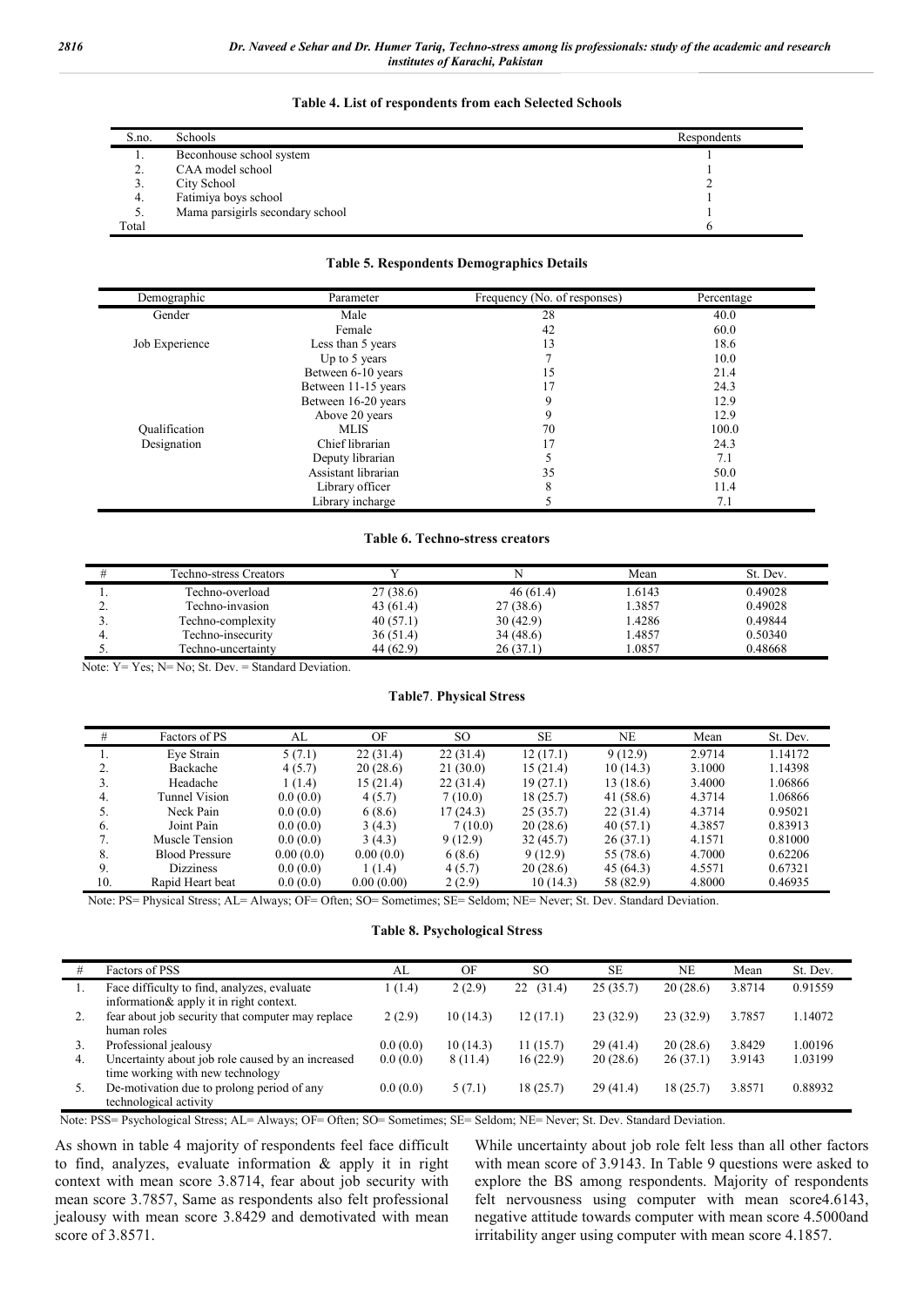**Table 4. List of respondents from each Selected Schools**

| S.no. | Schools | Respondents |
|---|---|---|
| 1. | Beconhouse school system | 1 |
| 2. | CAA model school | 1 |
| 3. | City School | 2 |
| 4. | Fatimiya boys school | 1 |
| 5. | Mama parsigirls secondary school | 1 |
| Total | | 6 |

**Table 5. Respondents Demographics Details**

| Demographic | Parameter | Frequency (No. of responses) | Percentage |
|---|---|---|---|
| Gender | Male | 28 | 40.0 |
| | Female | 42 | 60.0 |
| Job Experience | Less than 5 years | 13 | 18.6 |
| | Up to 5 years | 7 | 10.0 |
| | Between 6-10 years | 15 | 21.4 |
| | Between 11-15 years | 17 | 24.3 |
| | Between 16-20 years | 9 | 12.9 |
| | Above 20 years | 9 | 12.9 |
| Qualification | MLIS | 70 | 100.0 |
| Designation | Chief librarian | 17 | 24.3 |
| | Deputy librarian | 5 | 7.1 |
| | Assistant librarian | 35 | 50.0 |
| | Library officer | 8 | 11.4 |
| | Library incharge | 5 | 7.1 |

**Table 6. Techno-stress creators**

| # | Techno-stress Creators | Y | N | Mean | St. Dev. |
|---|---|---|---|---|---|
| 1. | Techno-overload | 27 (38.6) | 46 (61.4) | 1.6143 | 0.49028 |
| 2. | Techno-invasion | 43 (61.4) | 27 (38.6) | 1.3857 | 0.49028 |
| 3. | Techno-complexity | 40 (57.1) | 30 (42.9) | 1.4286 | 0.49844 |
| 4. | Techno-insecurity | 36 (51.4) | 34 (48.6) | 1.4857 | 0.50340 |
| 5. | Techno-uncertainty | 44 (62.9) | 26 (37.1) | 1.0857 | 0.48668 |

Note: Y= Yes; N= No; St. Dev. = Standard Deviation.

**Table7. Physical Stress**

| # | Factors of PS | AL | OF | SO | SE | NE | Mean | St. Dev. |
|---|---|---|---|---|---|---|---|---|
| 1. | Eye Strain | 5 (7.1) | 22 (31.4) | 22 (31.4) | 12 (17.1) | 9 (12.9) | 2.9714 | 1.14172 |
| 2. | Backache | 4 (5.7) | 20 (28.6) | 21 (30.0) | 15 (21.4) | 10 (14.3) | 3.1000 | 1.14398 |
| 3. | Headache | 1 (1.4) | 15 (21.4) | 22 (31.4) | 19 (27.1) | 13 (18.6) | 3.4000 | 1.06866 |
| 4. | Tunnel Vision | 0.0 (0.0) | 4 (5.7) | 7 (10.0) | 18 (25.7) | 41 (58.6) | 4.3714 | 1.06866 |
| 5. | Neck Pain | 0.0 (0.0) | 6 (8.6) | 17 (24.3) | 25 (35.7) | 22 (31.4) | 4.3714 | 0.95021 |
| 6. | Joint Pain | 0.0 (0.0) | 3 (4.3) | 7 (10.0) | 20 (28.6) | 40 (57.1) | 4.3857 | 0.83913 |
| 7. | Muscle Tension | 0.0 (0.0) | 3 (4.3) | 9 (12.9) | 32 (45.7) | 26 (37.1) | 4.1571 | 0.81000 |
| 8. | Blood Pressure | 0.00 (0.0) | 0.00 (0.0) | 6 (8.6) | 9 (12.9) | 55 (78.6) | 4.7000 | 0.62206 |
| 9. | Dizziness | 0.0 (0.0) | 1 (1.4) | 4 (5.7) | 20 (28.6) | 45 (64.3) | 4.5571 | 0.67321 |
| 10. | Rapid Heart beat | 0.0 (0.0) | 0.00 (0.00) | 2 (2.9) | 10 (14.3) | 58 (82.9) | 4.8000 | 0.46935 |

Note: PS= Physical Stress; AL= Always; OF= Often; SO= Sometimes; SE= Seldom; NE= Never; St. Dev. Standard Deviation.

**Table 8. Psychological Stress**

| # | Factors of PSS | AL | OF | SO | SE | NE | Mean | St. Dev. |
|---|---|---|---|---|---|---|---|---|
| 1. | Face difficulty to find, analyzes, evaluate information& apply it in right context. | 1 (1.4) | 2 (2.9) | 22 (31.4) | 25 (35.7) | 20 (28.6) | 3.8714 | 0.91559 |
| 2. | fear about job security that computer may replace human roles | 2 (2.9) | 10 (14.3) | 12 (17.1) | 23 (32.9) | 23 (32.9) | 3.7857 | 1.14072 |
| 3. | Professional jealousy | 0.0 (0.0) | 10 (14.3) | 11 (15.7) | 29 (41.4) | 20 (28.6) | 3.8429 | 1.00196 |
| 4. | Uncertainty about job role caused by an increased time working with new technology | 0.0 (0.0) | 8 (11.4) | 16 (22.9) | 20 (28.6) | 26 (37.1) | 3.9143 | 1.03199 |
| 5. | De-motivation due to prolong period of any technological activity | 0.0 (0.0) | 5 (7.1) | 18 (25.7) | 29 (41.4) | 18 (25.7) | 3.8571 | 0.88932 |

Note: PSS= Psychological Stress; AL= Always; OF= Often; SO= Sometimes; SE= Seldom; NE= Never; St. Dev. Standard Deviation.

As shown in table 4 majority of respondents feel face difficult to find, analyzes, evaluate information & apply it in right context with mean score 3.8714, fear about job security with mean score 3.7857, Same as respondents also felt professional jealousy with mean score 3.8429 and demotivated with mean score of 3.8571.

While uncertainty about job role felt less than all other factors with mean score of 3.9143. In Table 9 questions were asked to explore the BS among respondents. Majority of respondents felt nervousness using computer with mean score4.6143, negative attitude towards computer with mean score 4.5000and irritability anger using computer with mean score 4.1857.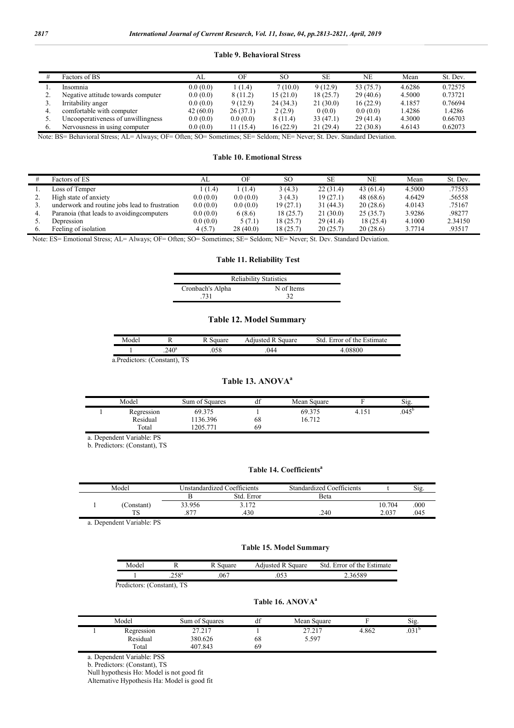**Table 9. Behavioral Stress**

| # | Factors of BS | AL | OF | SO | SE | NE | Mean | St. Dev. |
|---|---|---|---|---|---|---|---|---|
| 1. | Insomnia | 0.0 (0.0) | 1 (1.4) | 7 (10.0) | 9 (12.9) | 53 (75.7) | 4.6286 | 0.72575 |
| 2. | Negative attitude towards computer | 0.0 (0.0) | 8 (11.2) | 15 (21.0) | 18 (25.7) | 29 (40.6) | 4.5000 | 0.73721 |
| 3. | Irritability anger | 0.0 (0.0) | 9 (12.9) | 24 (34.3) | 21 (30.0) | 16 (22.9) | 4.1857 | 0.76694 |
| 4. | comfortable with computer | 42 (60.0) | 26 (37.1) | 2 (2.9) | 0 (0.0) | 0.0 (0.0) | 1.4286 | 1.4286 |
| 5. | Uncooperativeness of unwillingness | 0.0 (0.0) | 0.0 (0.0) | 8 (11.4) | 33 (47.1) | 29 (41.4) | 4.3000 | 0.66703 |
| 6. | Nervousness in using computer | 0.0 (0.0) | 11 (15.4) | 16 (22.9) | 21 (29.4) | 22 (30.8) | 4.6143 | 0.62073 |

Note: BS= Behavioral Stress; AL= Always; OF= Often; SO= Sometimes; SE= Seldom; NE= Never; St. Dev. Standard Deviation.

**Table 10. Emotional Stress**

| # | Factors of ES | AL | OF | SO | SE | NE | Mean | St. Dev. |
|---|---|---|---|---|---|---|---|---|
| 1. | Loss of Temper | 1 (1.4) | 1 (1.4) | 3 (4.3) | 22 (31.4) | 43 (61.4) | 4.5000 | .77553 |
| 2. | High state of anxiety | 0.0 (0.0) | 0.0 (0.0) | 3 (4.3) | 19 (27.1) | 48 (68.6) | 4.6429 | .56558 |
| 3. | underwork and routine jobs lead to frustration | 0.0 (0.0) | 0.0 (0.0) | 19 (27.1) | 31 (44.3) | 20 (28.6) | 4.0143 | .75167 |
| 4. | Paranoia (that leads to avoidingcomputers | 0.0 (0.0) | 6 (8.6) | 18 (25.7) | 21 (30.0) | 25 (35.7) | 3.9286 | .98277 |
| 5. | Depression | 0.0 (0.0) | 5 (7.1) | 18 (25.7) | 29 (41.4) | 18 (25.4) | 4.1000 | 2.34150 |
| 6. | Feeling of isolation | 4 (5.7) | 28 (40.0) | 18 (25.7) | 20 (25.7) | 20 (28.6) | 3.7714 | .93517 |

Note: ES= Emotional Stress; AL= Always; OF= Often; SO= Sometimes; SE= Seldom; NE= Never; St. Dev. Standard Deviation.

**Table 11. Reliability Test**

| Reliability Statistics | |
|---|---|
| Cronbach's Alpha | N of Items |
| .731 | 32 |

**Table 12. Model Summary**

| Model | R | R Square | Adjusted R Square | Std. Error of the Estimate |
|---|---|---|---|---|
| 1 | .240[a] | .058 | .044 | 4.08800 |

a.Predictors: (Constant), TS

**Table 13. ANOVA[a]**

| | Model | Sum of Squares | df | Mean Square | F | Sig. |
|---|---|---|---|---|---|---|
| 1 | Regression | 69.375 | 1 | 69.375 | 4.151 | .045[b] |
| | Residual | 1136.396 | 68 | 16.712 | | |
| | Total | 1205.771 | 69 | | | |

a. Dependent Variable: PS

b. Predictors: (Constant), TS

**Table 14. Coefficients[a]**

| | Model | Unstandardized Coefficients | | Standardized Coefficients | t | Sig. |
|---|---|---|---|---|---|---|
| | | B | Std. Error | Beta | | |
| 1 | (Constant) | 33.956 | 3.172 | | 10.704 | .000 |
| | TS | .877 | .430 | .240 | 2.037 | .045 |

a. Dependent Variable: PS

**Table 15. Model Summary**

| Model | R | R Square | Adjusted R Square | Std. Error of the Estimate |
|---|---|---|---|---|
| 1 | .258[a] | .067 | .053 | 2.36589 |

Predictors: (Constant), TS

**Table 16. ANOVA[a]**

| | Model | Sum of Squares | df | Mean Square | F | Sig. |
|---|---|---|---|---|---|---|
| 1 | Regression | 27.217 | 1 | 27.217 | 4.862 | .031[b] |
| | Residual | 380.626 | 68 | 5.597 | | |
| | Total | 407.843 | 69 | | | |

a. Dependent Variable: PSS

b. Predictors: (Constant), TS

Null hypothesis Ho: Model is not good fit

Alternative Hypothesis Ha: Model is good fit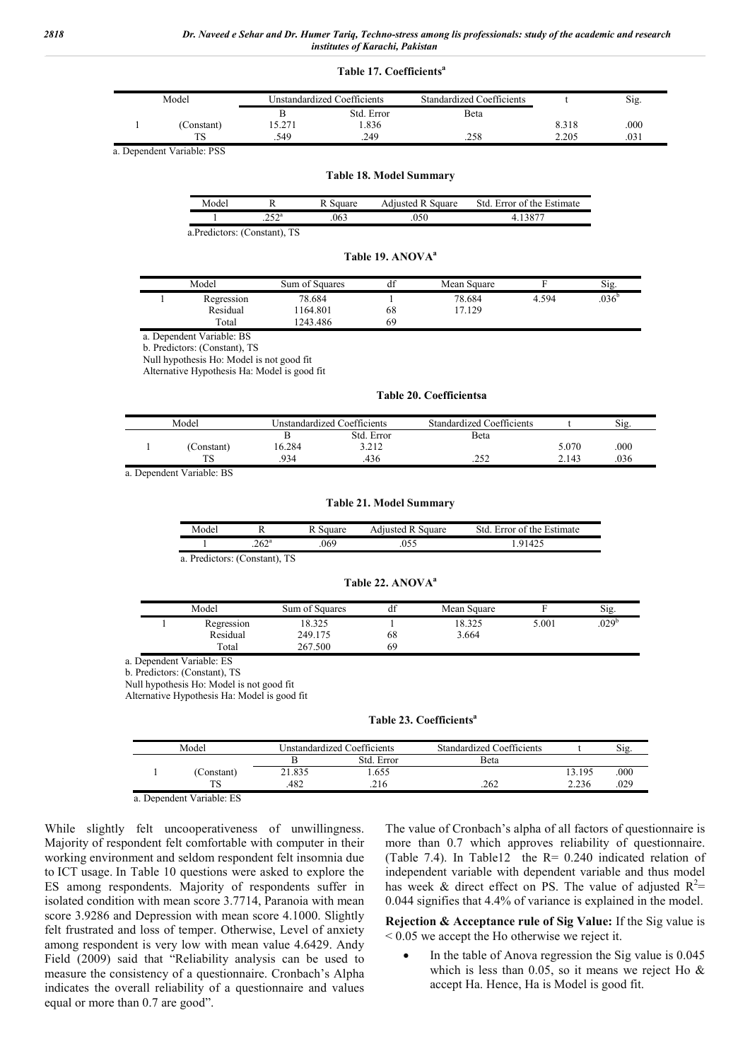**Table 17. Coefficients[a]**

| Model | | Unstandardized Coefficients | | Standardized Coefficients | t | Sig. |
|---|---|---|---|---|---|---|
| | | B | Std. Error | Beta | | |
| 1 | (Constant) | 15.271 | 1.836 | | 8.318 | .000 |
| | TS | .549 | .249 | .258 | 2.205 | .031 |

a. Dependent Variable: PSS

**Table 18. Model Summary**

| Model | R | R Square | Adjusted R Square | Std. Error of the Estimate |
|---|---|---|---|---|
| 1 | .252[a] | .063 | .050 | 4.13877 |

a.Predictors: (Constant), TS

**Table 19. ANOVA[a]**

| Model | | Sum of Squares | df | Mean Square | F | Sig. |
|---|---|---|---|---|---|---|
| 1 | Regression | 78.684 | 1 | 78.684 | 4.594 | .036[b] |
| | Residual | 1164.801 | 68 | 17.129 | | |
| | Total | 1243.486 | 69 | | | |

a. Dependent Variable: BS

b. Predictors: (Constant), TS

Null hypothesis Ho: Model is not good fit

Alternative Hypothesis Ha: Model is good fit

**Table 20. Coefficientsa**

| Model | | Unstandardized Coefficients | | Standardized Coefficients | t | Sig. |
|---|---|---|---|---|---|---|
| | | B | Std. Error | Beta | | |
| 1 | (Constant) | 16.284 | 3.212 | | 5.070 | .000 |
| | TS | .934 | .436 | .252 | 2.143 | .036 |

a. Dependent Variable: BS

**Table 21. Model Summary**

| Model | R | R Square | Adjusted R Square | Std. Error of the Estimate |
|---|---|---|---|---|
| 1 | .262[a] | .069 | .055 | 1.91425 |

a. Predictors: (Constant), TS

**Table 22. ANOVA[a]**

| Model | | Sum of Squares | df | Mean Square | F | Sig. |
|---|---|---|---|---|---|---|
| 1 | Regression | 18.325 | 1 | 18.325 | 5.001 | .029[b] |
| | Residual | 249.175 | 68 | 3.664 | | |
| | Total | 267.500 | 69 | | | |

a. Dependent Variable: ES

b. Predictors: (Constant), TS

Null hypothesis Ho: Model is not good fit

Alternative Hypothesis Ha: Model is good fit

**Table 23. Coefficients[a]**

| Model | | Unstandardized Coefficients | | Standardized Coefficients | t | Sig. |
|---|---|---|---|---|---|---|
| | | B | Std. Error | Beta | | |
| 1 | (Constant) | 21.835 | 1.655 | | 13.195 | .000 |
| | TS | .482 | .216 | .262 | 2.236 | .029 |

a. Dependent Variable: ES

While slightly felt uncooperativeness of unwillingness. Majority of respondent felt comfortable with computer in their working environment and seldom respondent felt insomnia due to ICT usage. In Table 10 questions were asked to explore the ES among respondents. Majority of respondents suffer in isolated condition with mean score 3.7714, Paranoia with mean score 3.9286 and Depression with mean score 4.1000. Slightly felt frustrated and loss of temper. Otherwise, Level of anxiety among respondent is very low with mean value 4.6429. Andy Field (2009) said that "Reliability analysis can be used to measure the consistency of a questionnaire. Cronbach's Alpha indicates the overall reliability of a questionnaire and values equal or more than 0.7 are good".

The value of Cronbach's alpha of all factors of questionnaire is more than 0.7 which approves reliability of questionnaire. (Table 7.4). In Table12 the R= 0.240 indicated relation of independent variable with dependent variable and thus model has week & direct effect on PS. The value of adjusted $R^2$= 0.044 signifies that 4.4% of variance is explained in the model.

**Rejection & Acceptance rule of Sig Value:** If the Sig value is < 0.05 we accept the Ho otherwise we reject it.

- In the table of Anova regression the Sig value is 0.045 which is less than 0.05, so it means we reject Ho & accept Ha. Hence, Ha is Model is good fit.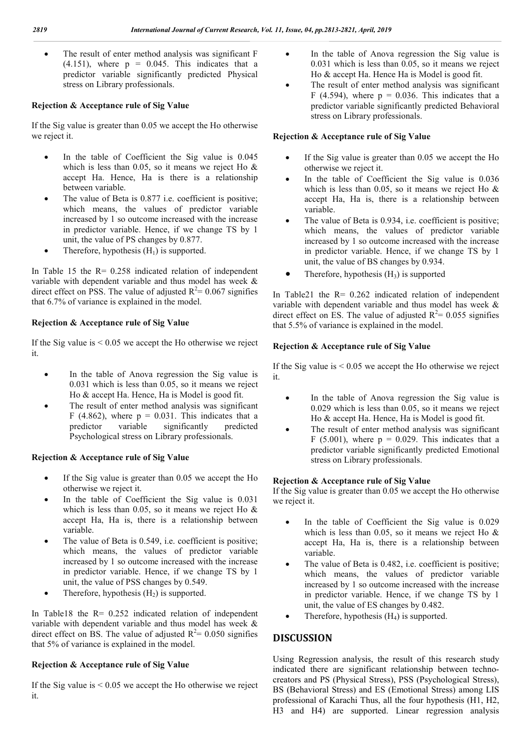- The result of enter method analysis was significant F (4.151), where p = 0.045. This indicates that a predictor variable significantly predicted Physical stress on Library professionals.

**Rejection & Acceptance rule of Sig Value**

If the Sig value is greater than 0.05 we accept the Ho otherwise we reject it.

- In the table of Coefficient the Sig value is 0.045 which is less than 0.05, so it means we reject Ho & accept Ha. Hence, Ha is there is a relationship between variable.
- The value of Beta is 0.877 i.e. coefficient is positive; which means, the values of predictor variable increased by 1 so outcome increased with the increase in predictor variable. Hence, if we change TS by 1 unit, the value of PS changes by 0.877.
- Therefore, hypothesis ($H_1$) is supported.

In Table 15 the R= 0.258 indicated relation of independent variable with dependent variable and thus model has week & direct effect on PSS. The value of adjusted $R^2$= 0.067 signifies that 6.7% of variance is explained in the model.

**Rejection & Acceptance rule of Sig Value**

If the Sig value is < 0.05 we accept the Ho otherwise we reject it.

- In the table of Anova regression the Sig value is 0.031 which is less than 0.05, so it means we reject Ho & accept Ha. Hence, Ha is Model is good fit.
- The result of enter method analysis was significant F (4.862), where p = 0.031. This indicates that a predictor variable significantly predicted Psychological stress on Library professionals.

**Rejection & Acceptance rule of Sig Value**

- If the Sig value is greater than 0.05 we accept the Ho otherwise we reject it.
- In the table of Coefficient the Sig value is 0.031 which is less than 0.05, so it means we reject Ho & accept Ha, Ha is, there is a relationship between variable.
- The value of Beta is 0.549, i.e. coefficient is positive; which means, the values of predictor variable increased by 1 so outcome increased with the increase in predictor variable. Hence, if we change TS by 1 unit, the value of PSS changes by 0.549.
- Therefore, hypothesis ($H_2$) is supported.

In Table18 the R= 0.252 indicated relation of independent variable with dependent variable and thus model has week & direct effect on BS. The value of adjusted $R^2$= 0.050 signifies that 5% of variance is explained in the model.

**Rejection & Acceptance rule of Sig Value**

If the Sig value is < 0.05 we accept the Ho otherwise we reject it.

- In the table of Anova regression the Sig value is 0.031 which is less than 0.05, so it means we reject Ho & accept Ha. Hence Ha is Model is good fit.
- The result of enter method analysis was significant F (4.594), where p = 0.036. This indicates that a predictor variable significantly predicted Behavioral stress on Library professionals.

**Rejection & Acceptance rule of Sig Value**

- If the Sig value is greater than 0.05 we accept the Ho otherwise we reject it.
- In the table of Coefficient the Sig value is 0.036 which is less than 0.05, so it means we reject Ho & accept Ha, Ha is, there is a relationship between variable.
- The value of Beta is 0.934, i.e. coefficient is positive; which means, the values of predictor variable increased by 1 so outcome increased with the increase in predictor variable. Hence, if we change TS by 1 unit, the value of BS changes by 0.934.
- Therefore, hypothesis ($H_3$) is supported

In Table21 the R= 0.262 indicated relation of independent variable with dependent variable and thus model has week & direct effect on ES. The value of adjusted $R^2$= 0.055 signifies that 5.5% of variance is explained in the model.

**Rejection & Acceptance rule of Sig Value**

If the Sig value is < 0.05 we accept the Ho otherwise we reject it.

- In the table of Anova regression the Sig value is 0.029 which is less than 0.05, so it means we reject Ho & accept Ha. Hence, Ha is Model is good fit.
- The result of enter method analysis was significant F (5.001), where p = 0.029. This indicates that a predictor variable significantly predicted Emotional stress on Library professionals.

**Rejection & Acceptance rule of Sig Value**

If the Sig value is greater than 0.05 we accept the Ho otherwise we reject it.

- In the table of Coefficient the Sig value is 0.029 which is less than 0.05, so it means we reject Ho & accept Ha, Ha is, there is a relationship between variable.
- The value of Beta is 0.482, i.e. coefficient is positive; which means, the values of predictor variable increased by 1 so outcome increased with the increase in predictor variable. Hence, if we change TS by 1 unit, the value of ES changes by 0.482.
- Therefore, hypothesis ($H_4$) is supported.

## DISCUSSION

Using Regression analysis, the result of this research study indicated there are significant relationship between techno-creators and PS (Physical Stress), PSS (Psychological Stress), BS (Behavioral Stress) and ES (Emotional Stress) among LIS professional of Karachi Thus, all the four hypothesis (H1, H2, H3 and H4) are supported. Linear regression analysis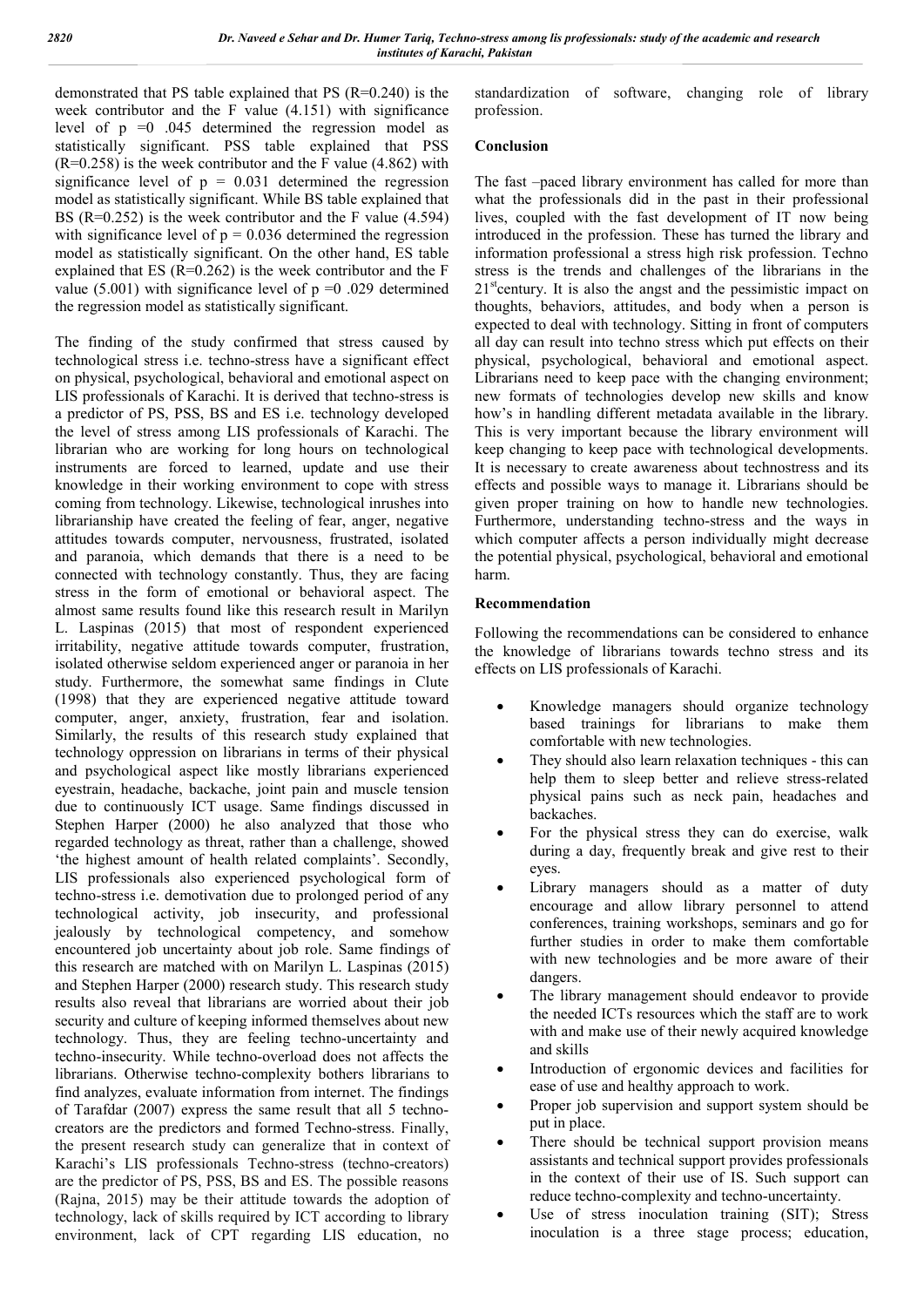demonstrated that PS table explained that PS (R=0.240) is the week contributor and the F value (4.151) with significance level of p =0 .045 determined the regression model as statistically significant. PSS table explained that PSS (R=0.258) is the week contributor and the F value (4.862) with significance level of p = 0.031 determined the regression model as statistically significant. While BS table explained that BS (R=0.252) is the week contributor and the F value (4.594) with significance level of p = 0.036 determined the regression model as statistically significant. On the other hand, ES table explained that ES (R=0.262) is the week contributor and the F value (5.001) with significance level of p =0 .029 determined the regression model as statistically significant.

The finding of the study confirmed that stress caused by technological stress i.e. techno-stress have a significant effect on physical, psychological, behavioral and emotional aspect on LIS professionals of Karachi. It is derived that techno-stress is a predictor of PS, PSS, BS and ES i.e. technology developed the level of stress among LIS professionals of Karachi. The librarian who are working for long hours on technological instruments are forced to learned, update and use their knowledge in their working environment to cope with stress coming from technology. Likewise, technological inrushes into librarianship have created the feeling of fear, anger, negative attitudes towards computer, nervousness, frustrated, isolated and paranoia, which demands that there is a need to be connected with technology constantly. Thus, they are facing stress in the form of emotional or behavioral aspect. The almost same results found like this research result in Marilyn L. Laspinas (2015) that most of respondent experienced irritability, negative attitude towards computer, frustration, isolated otherwise seldom experienced anger or paranoia in her study. Furthermore, the somewhat same findings in Clute (1998) that they are experienced negative attitude toward computer, anger, anxiety, frustration, fear and isolation. Similarly, the results of this research study explained that technology oppression on librarians in terms of their physical and psychological aspect like mostly librarians experienced eyestrain, headache, backache, joint pain and muscle tension due to continuously ICT usage. Same findings discussed in Stephen Harper (2000) he also analyzed that those who regarded technology as threat, rather than a challenge, showed 'the highest amount of health related complaints'. Secondly, LIS professionals also experienced psychological form of techno-stress i.e. demotivation due to prolonged period of any technological activity, job insecurity, and professional jealously by technological competency, and somehow encountered job uncertainty about job role. Same findings of this research are matched with on Marilyn L. Laspinas (2015) and Stephen Harper (2000) research study. This research study results also reveal that librarians are worried about their job security and culture of keeping informed themselves about new technology. Thus, they are feeling techno-uncertainty and techno-insecurity. While techno-overload does not affects the librarians. Otherwise techno-complexity bothers librarians to find analyzes, evaluate information from internet. The findings of Tarafdar (2007) express the same result that all 5 techno-creators are the predictors and formed Techno-stress. Finally, the present research study can generalize that in context of Karachi's LIS professionals Techno-stress (techno-creators) are the predictor of PS, PSS, BS and ES. The possible reasons (Rajna, 2015) may be their attitude towards the adoption of technology, lack of skills required by ICT according to library environment, lack of CPT regarding LIS education, no standardization of software, changing role of library profession.

## Conclusion

The fast –paced library environment has called for more than what the professionals did in the past in their professional lives, coupled with the fast development of IT now being introduced in the profession. These has turned the library and information professional a stress high risk profession. Techno stress is the trends and challenges of the librarians in the $21^{st}$century. It is also the angst and the pessimistic impact on thoughts, behaviors, attitudes, and body when a person is expected to deal with technology. Sitting in front of computers all day can result into techno stress which put effects on their physical, psychological, behavioral and emotional aspect. Librarians need to keep pace with the changing environment; new formats of technologies develop new skills and know how's in handling different metadata available in the library. This is very important because the library environment will keep changing to keep pace with technological developments. It is necessary to create awareness about technostress and its effects and possible ways to manage it. Librarians should be given proper training on how to handle new technologies. Furthermore, understanding techno-stress and the ways in which computer affects a person individually might decrease the potential physical, psychological, behavioral and emotional harm.

## Recommendation

Following the recommendations can be considered to enhance the knowledge of librarians towards techno stress and its effects on LIS professionals of Karachi.

- Knowledge managers should organize technology based trainings for librarians to make them comfortable with new technologies.
- They should also learn relaxation techniques - this can help them to sleep better and relieve stress-related physical pains such as neck pain, headaches and backaches.
- For the physical stress they can do exercise, walk during a day, frequently break and give rest to their eyes.
- Library managers should as a matter of duty encourage and allow library personnel to attend conferences, training workshops, seminars and go for further studies in order to make them comfortable with new technologies and be more aware of their dangers.
- The library management should endeavor to provide the needed ICTs resources which the staff are to work with and make use of their newly acquired knowledge and skills
- Introduction of ergonomic devices and facilities for ease of use and healthy approach to work.
- Proper job supervision and support system should be put in place.
- There should be technical support provision means assistants and technical support provides professionals in the context of their use of IS. Such support can reduce techno-complexity and techno-uncertainty.
- Use of stress inoculation training (SIT); Stress inoculation is a three stage process; education,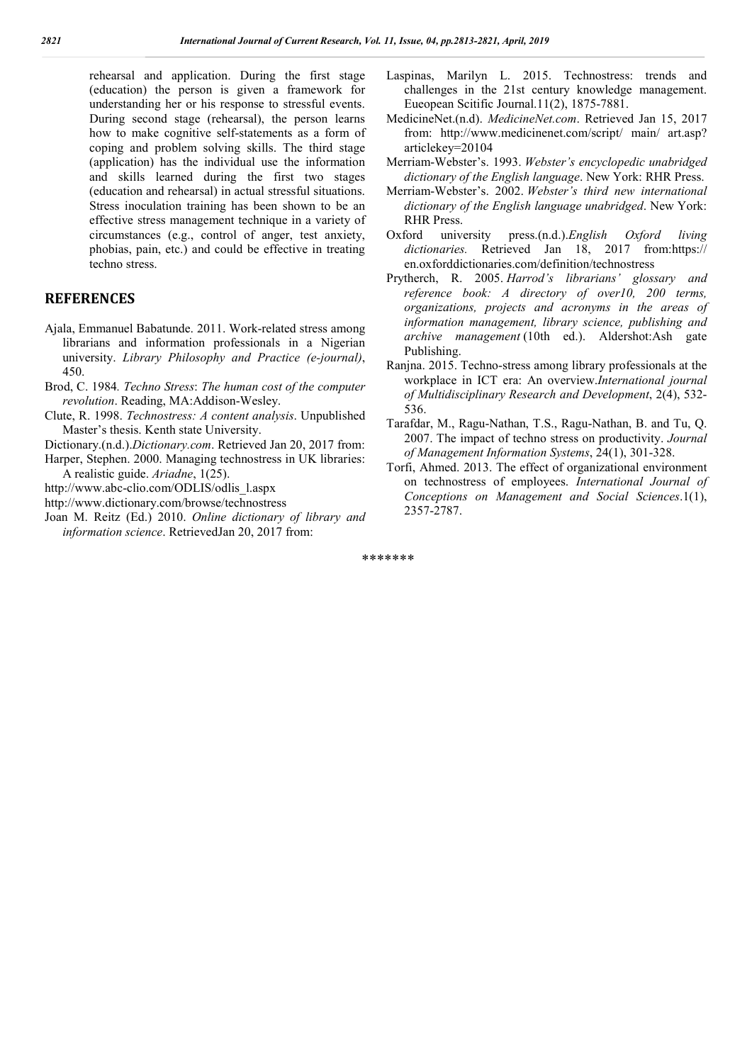rehearsal and application. During the first stage (education) the person is given a framework for understanding her or his response to stressful events. During second stage (rehearsal), the person learns how to make cognitive self-statements as a form of coping and problem solving skills. The third stage (application) has the individual use the information and skills learned during the first two stages (education and rehearsal) in actual stressful situations. Stress inoculation training has been shown to be an effective stress management technique in a variety of circumstances (e.g., control of anger, test anxiety, phobias, pain, etc.) and could be effective in treating techno stress.

## REFERENCES

Ajala, Emmanuel Babatunde. 2011. Work-related stress among librarians and information professionals in a Nigerian university. *Library Philosophy and Practice (e-journal)*, 450.

Brod, C. 1984. *Techno Stress*: *The human cost of the computer revolution*. Reading, MA:Addison-Wesley.

Clute, R. 1998. *Technostress: A content analysis*. Unpublished Master's thesis. Kenth state University.

Dictionary.(n.d.).*Dictionary.com*. Retrieved Jan 20, 2017 from:

Harper, Stephen. 2000. Managing technostress in UK libraries: A realistic guide. *Ariadne*, 1(25).

http://www.abc-clio.com/ODLIS/odlis_l.aspx

http://www.dictionary.com/browse/technostress

Joan M. Reitz (Ed.) 2010. *Online dictionary of library and information science*. RetrievedJan 20, 2017 from:

Laspinas, Marilyn L. 2015. Technostress: trends and challenges in the 21st century knowledge management. Eueopean Scitific Journal.11(2), 1875-7881.

MedicineNet.(n.d). *MedicineNet.com*. Retrieved Jan 15, 2017 from: http://www.medicinenet.com/script/ main/ art.asp? articlekey=20104

Merriam-Webster's. 1993. *Webster's encyclopedic unabridged dictionary of the English language*. New York: RHR Press.

Merriam-Webster's. 2002. *Webster's third new international dictionary of the English language unabridged*. New York: RHR Press.

Oxford university press.(n.d.).*English Oxford living dictionaries.* Retrieved Jan 18, 2017 from:https:// en.oxforddictionaries.com/definition/technostress

Prytherch, R. 2005. *Harrod's librarians' glossary and reference book: A directory of over10, 200 terms, organizations, projects and acronyms in the areas of information management, library science, publishing and archive management* (10th ed.). Aldershot:Ash gate Publishing.

Ranjna. 2015. Techno-stress among library professionals at the workplace in ICT era: An overview.*International journal of Multidisciplinary Research and Development*, 2(4), 532-536.

Tarafdar, M., Ragu-Nathan, T.S., Ragu-Nathan, B. and Tu, Q. 2007. The impact of techno stress on productivity. *Journal of Management Information Systems*, 24(1), 301-328.

Torfi, Ahmed. 2013. The effect of organizational environment on technostress of employees. *International Journal of Conceptions on Management and Social Sciences*.1(1), 2357-2787.

*******